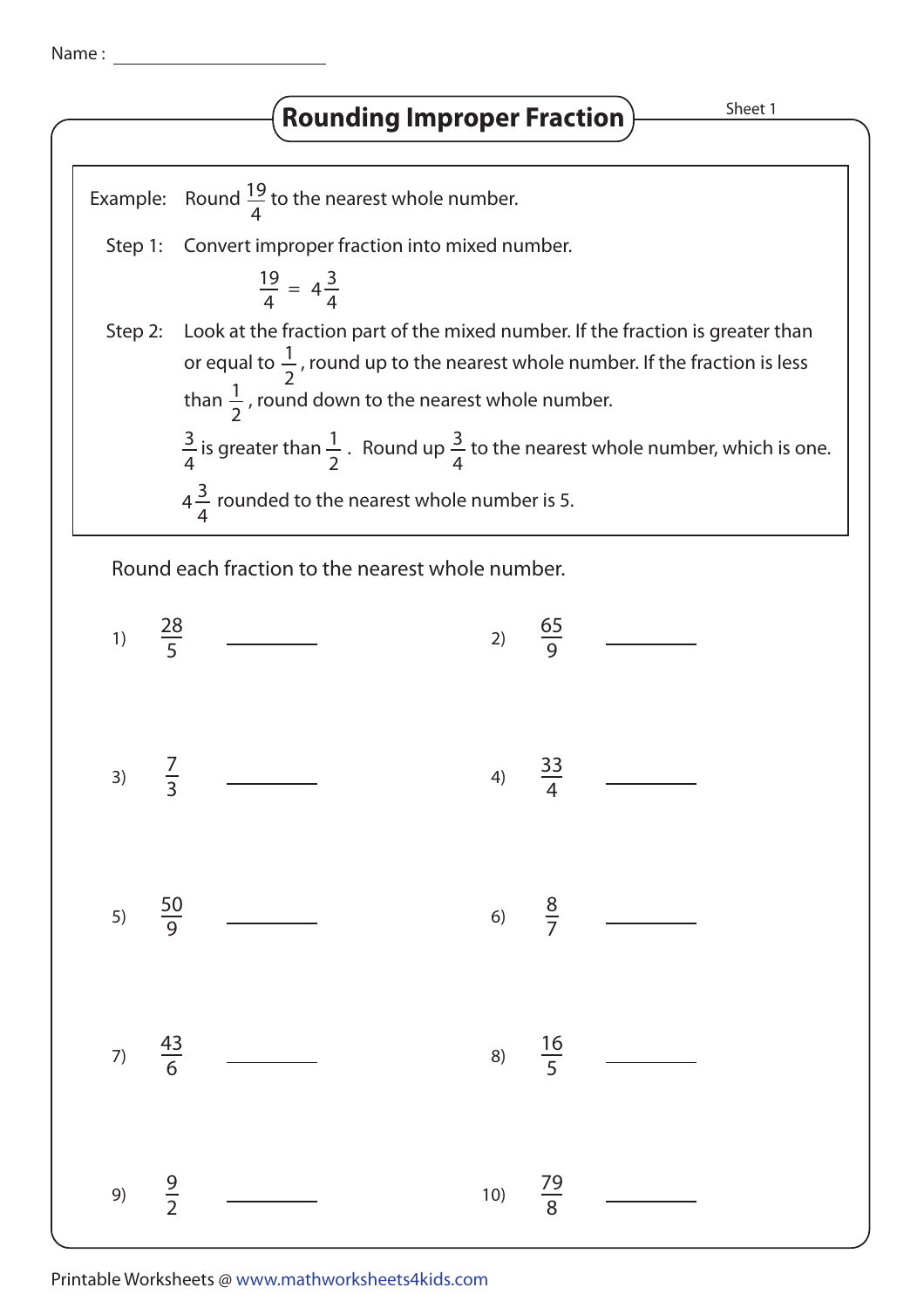Name : ______________________

# Rounding Improper Fraction

Sheet 1

Example: Round $\frac{19}{4}$ to the nearest whole number.

Step 1: Convert improper fraction into mixed number.

$$\frac{19}{4} = 4\frac{3}{4}$$

Step 2: Look at the fraction part of the mixed number. If the fraction is greater than or equal to $\frac{1}{2}$, round up to the nearest whole number. If the fraction is less than $\frac{1}{2}$, round down to the nearest whole number.

$\frac{3}{4}$ is greater than $\frac{1}{2}$. Round up $\frac{3}{4}$ to the nearest whole number, which is one.

$4\frac{3}{4}$ rounded to the nearest whole number is 5.

Round each fraction to the nearest whole number.

1) $\frac{28}{5}$ ________

2) $\frac{65}{9}$ ________

3) $\frac{7}{3}$ ________

4) $\frac{33}{4}$ ________

5) $\frac{50}{9}$ ________

6) $\frac{8}{7}$ ________

7) $\frac{43}{6}$ ________

8) $\frac{16}{5}$ ________

9) $\frac{9}{2}$ ________

10) $\frac{79}{8}$ ________

Printable Worksheets @ www.mathworksheets4kids.com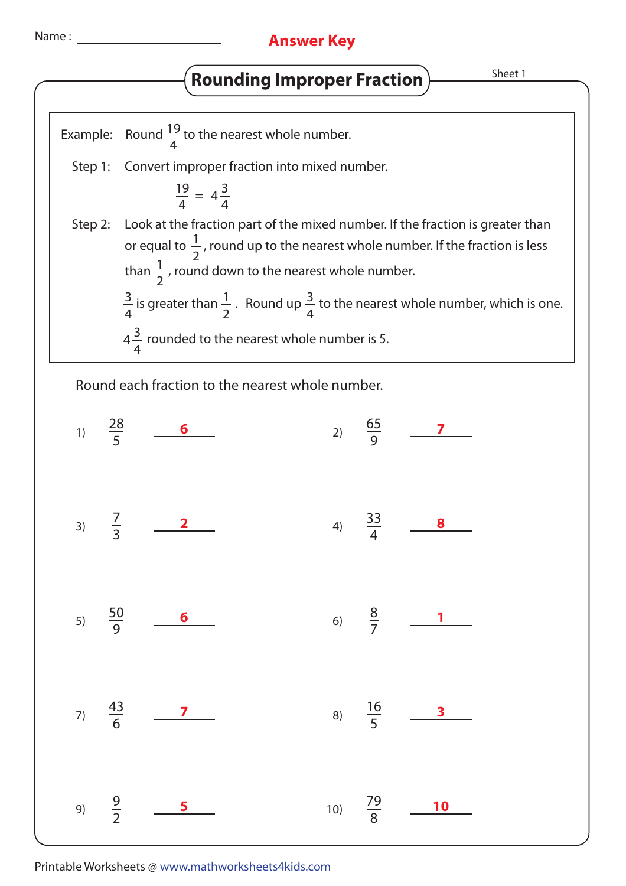Name : ____________________

**Answer Key**

# Rounding Improper Fraction

Sheet 1

Example: Round $\frac{19}{4}$ to the nearest whole number.

Step 1: Convert improper fraction into mixed number.

$$\frac{19}{4} = 4\frac{3}{4}$$

Step 2: Look at the fraction part of the mixed number. If the fraction is greater than or equal to $\frac{1}{2}$, round up to the nearest whole number. If the fraction is less than $\frac{1}{2}$, round down to the nearest whole number.

$\frac{3}{4}$ is greater than $\frac{1}{2}$. Round up $\frac{3}{4}$ to the nearest whole number, which is one.

$4\frac{3}{4}$ rounded to the nearest whole number is 5.

Round each fraction to the nearest whole number.

1) $\frac{28}{5}$ **6**

2) $\frac{65}{9}$ **7**

3) $\frac{7}{3}$ **2**

4) $\frac{33}{4}$ **8**

5) $\frac{50}{9}$ **6**

6) $\frac{8}{7}$ **1**

7) $\frac{43}{6}$ **7**

8) $\frac{16}{5}$ **3**

9) $\frac{9}{2}$ **5**

10) $\frac{79}{8}$ **10**

Printable Worksheets @ www.mathworksheets4kids.com